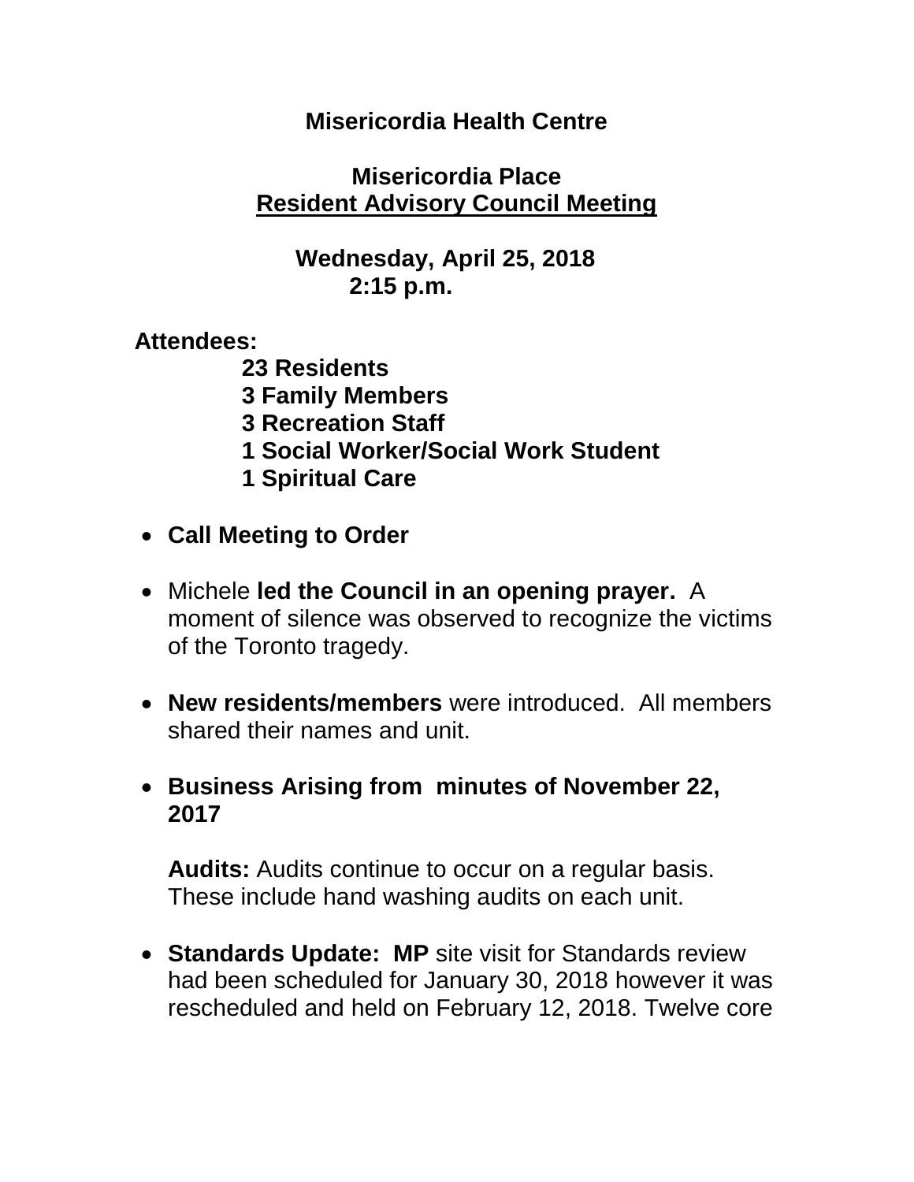# Misericordia Health Centre

## Misericordia Place

## Resident Advisory Council Meeting

**Wednesday, April 25, 2018**
**2:15 p.m.**

**Attendees:**

**23 Residents**
**3 Family Members**
**3 Recreation Staff**
**1 Social Worker/Social Work Student**
**1 Spiritual Care**

- **Call Meeting to Order**

- Michele **led the Council in an opening prayer.** A moment of silence was observed to recognize the victims of the Toronto tragedy.

- **New residents/members** were introduced. All members shared their names and unit.

- **Business Arising from minutes of November 22, 2017**

  **Audits:** Audits continue to occur on a regular basis. These include hand washing audits on each unit.

- **Standards Update: MP** site visit for Standards review had been scheduled for January 30, 2018 however it was rescheduled and held on February 12, 2018. Twelve core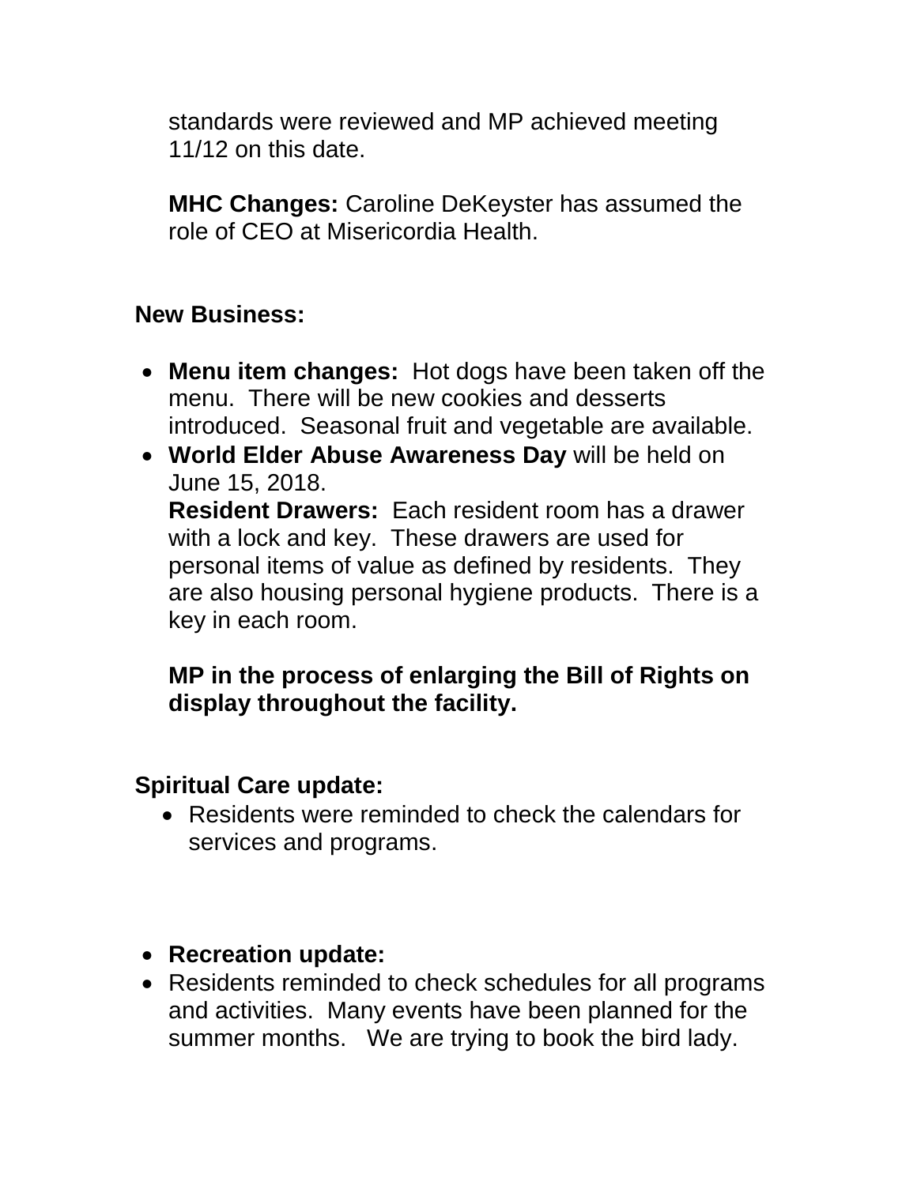standards were reviewed and MP achieved meeting 11/12 on this date.

**MHC Changes:** Caroline DeKeyster has assumed the role of CEO at Misericordia Health.

**New Business:**

- **Menu item changes:** Hot dogs have been taken off the menu. There will be new cookies and desserts introduced. Seasonal fruit and vegetable are available.
- **World Elder Abuse Awareness Day** will be held on June 15, 2018.
  **Resident Drawers:** Each resident room has a drawer with a lock and key. These drawers are used for personal items of value as defined by residents. They are also housing personal hygiene products. There is a key in each room.

  **MP in the process of enlarging the Bill of Rights on display throughout the facility.**

**Spiritual Care update:**

- Residents were reminded to check the calendars for services and programs.

- **Recreation update:**
- Residents reminded to check schedules for all programs and activities. Many events have been planned for the summer months. We are trying to book the bird lady.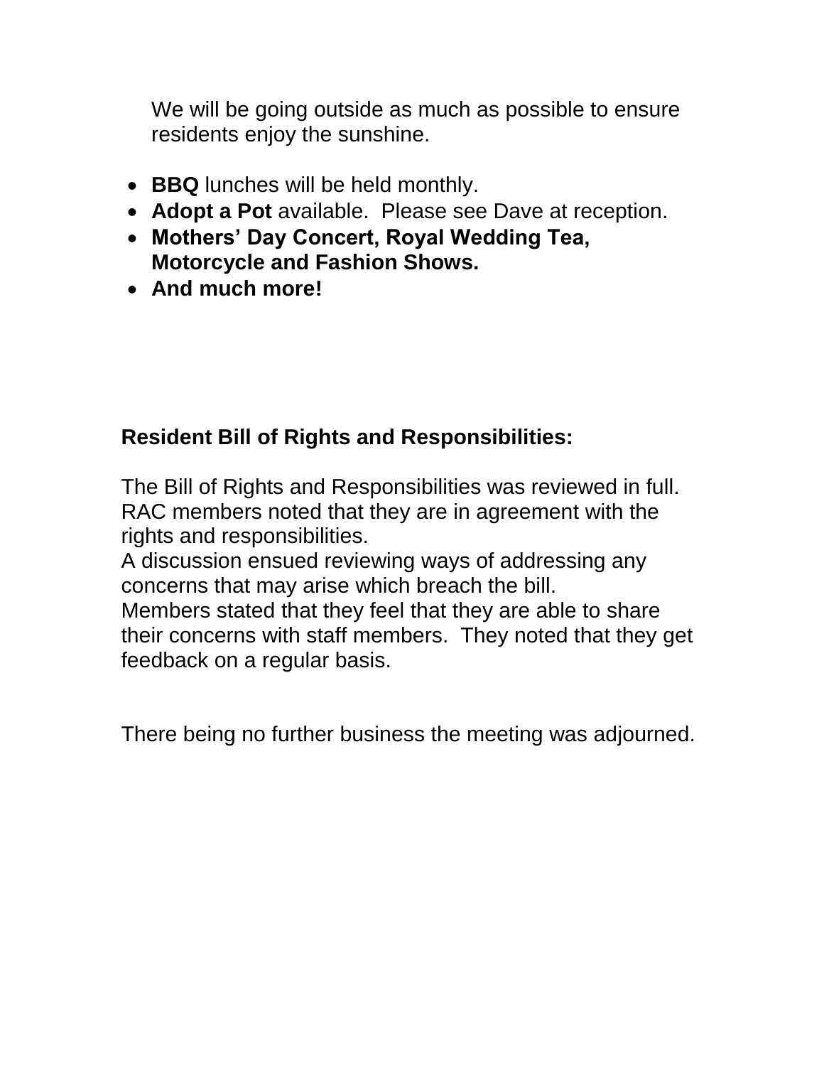We will be going outside as much as possible to ensure residents enjoy the sunshine.

- **BBQ** lunches will be held monthly.
- **Adopt a Pot** available. Please see Dave at reception.
- **Mothers' Day Concert, Royal Wedding Tea, Motorcycle and Fashion Shows.**
- **And much more!**

**Resident Bill of Rights and Responsibilities:**

The Bill of Rights and Responsibilities was reviewed in full. RAC members noted that they are in agreement with the rights and responsibilities.
A discussion ensued reviewing ways of addressing any concerns that may arise which breach the bill.
Members stated that they feel that they are able to share their concerns with staff members. They noted that they get feedback on a regular basis.

There being no further business the meeting was adjourned.